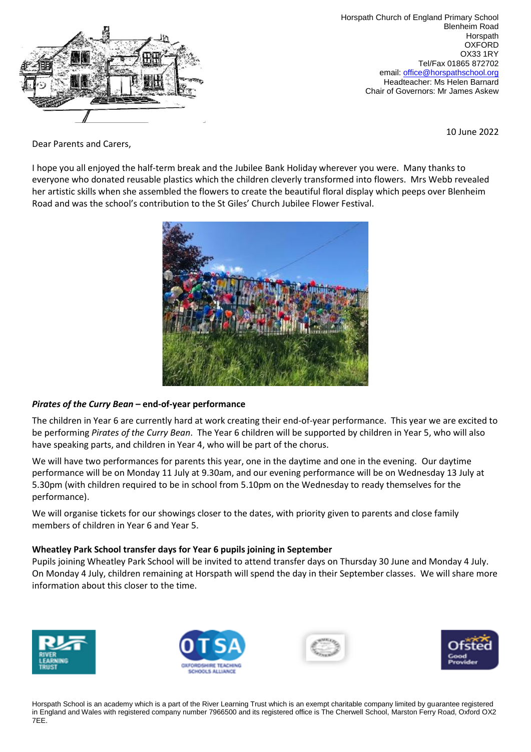Horspath Church of England Primary School
Blenheim Road
Horspath
OXFORD
OX33 1RY
Tel/Fax 01865 872702
email: office@horspathschool.org
Headteacher: Ms Helen Barnard
Chair of Governors: Mr James Askew

10 June 2022

Dear Parents and Carers,

I hope you all enjoyed the half-term break and the Jubilee Bank Holiday wherever you were. Many thanks to everyone who donated reusable plastics which the children cleverly transformed into flowers. Mrs Webb revealed her artistic skills when she assembled the flowers to create the beautiful floral display which peeps over Blenheim Road and was the school's contribution to the St Giles' Church Jubilee Flower Festival.

### *Pirates of the Curry Bean* – end-of-year performance

The children in Year 6 are currently hard at work creating their end-of-year performance. This year we are excited to be performing *Pirates of the Curry Bean*. The Year 6 children will be supported by children in Year 5, who will also have speaking parts, and children in Year 4, who will be part of the chorus.

We will have two performances for parents this year, one in the daytime and one in the evening. Our daytime performance will be on Monday 11 July at 9.30am, and our evening performance will be on Wednesday 13 July at 5.30pm (with children required to be in school from 5.10pm on the Wednesday to ready themselves for the performance).

We will organise tickets for our showings closer to the dates, with priority given to parents and close family members of children in Year 6 and Year 5.

### Wheatley Park School transfer days for Year 6 pupils joining in September

Pupils joining Wheatley Park School will be invited to attend transfer days on Thursday 30 June and Monday 4 July. On Monday 4 July, children remaining at Horspath will spend the day in their September classes. We will share more information about this closer to the time.

Horspath School is an academy which is a part of the River Learning Trust which is an exempt charitable company limited by guarantee registered in England and Wales with registered company number 7966500 and its registered office is The Cherwell School, Marston Ferry Road, Oxford OX2 7EE.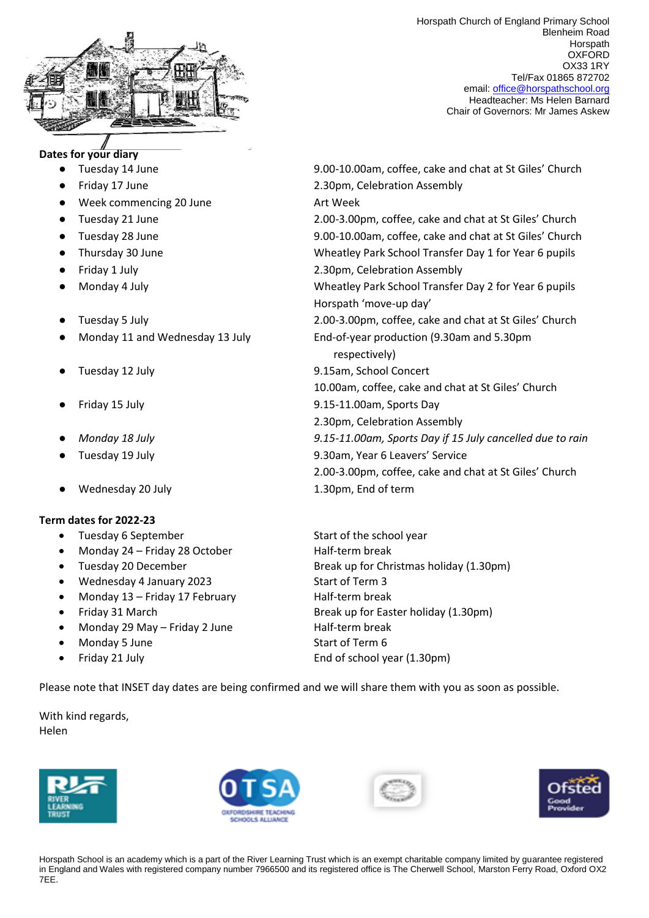Horspath Church of England Primary School
Blenheim Road
Horspath
OXFORD
OX33 1RY
Tel/Fax 01865 872702
email: office@horspathschool.org
Headteacher: Ms Helen Barnard
Chair of Governors: Mr James Askew

**Dates for your diary**

- Tuesday 14 June — 9.00-10.00am, coffee, cake and chat at St Giles' Church
- Friday 17 June — 2.30pm, Celebration Assembly
- Week commencing 20 June — Art Week
- Tuesday 21 June — 2.00-3.00pm, coffee, cake and chat at St Giles' Church
- Tuesday 28 June — 9.00-10.00am, coffee, cake and chat at St Giles' Church
- Thursday 30 June — Wheatley Park School Transfer Day 1 for Year 6 pupils
- Friday 1 July — 2.30pm, Celebration Assembly
- Monday 4 July — Wheatley Park School Transfer Day 2 for Year 6 pupils; Horspath 'move-up day'
- Tuesday 5 July — 2.00-3.00pm, coffee, cake and chat at St Giles' Church
- Monday 11 and Wednesday 13 July — End-of-year production (9.30am and 5.30pm respectively)
- Tuesday 12 July — 9.15am, School Concert; 10.00am, coffee, cake and chat at St Giles' Church
- Friday 15 July — 9.15-11.00am, Sports Day; 2.30pm, Celebration Assembly
- *Monday 18 July* — *9.15-11.00am, Sports Day if 15 July cancelled due to rain*
- Tuesday 19 July — 9.30am, Year 6 Leavers' Service; 2.00-3.00pm, coffee, cake and chat at St Giles' Church
- Wednesday 20 July — 1.30pm, End of term

**Term dates for 2022-23**

- Tuesday 6 September — Start of the school year
- Monday 24 – Friday 28 October — Half-term break
- Tuesday 20 December — Break up for Christmas holiday (1.30pm)
- Wednesday 4 January 2023 — Start of Term 3
- Monday 13 – Friday 17 February — Half-term break
- Friday 31 March — Break up for Easter holiday (1.30pm)
- Monday 29 May – Friday 2 June — Half-term break
- Monday 5 June — Start of Term 6
- Friday 21 July — End of school year (1.30pm)

Please note that INSET day dates are being confirmed and we will share them with you as soon as possible.

With kind regards,
Helen

Horspath School is an academy which is a part of the River Learning Trust which is an exempt charitable company limited by guarantee registered in England and Wales with registered company number 7966500 and its registered office is The Cherwell School, Marston Ferry Road, Oxford OX2 7EE.